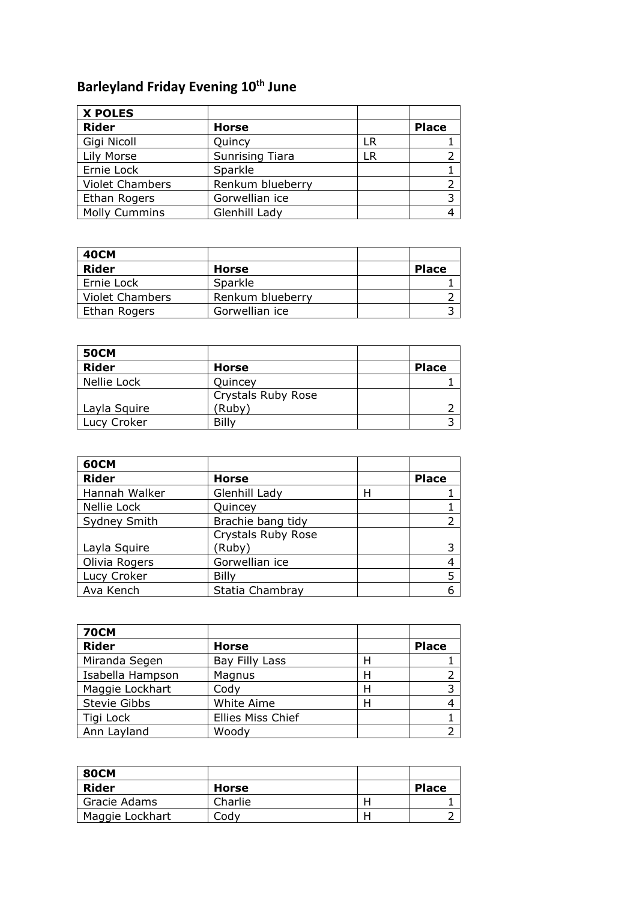# Barleyland Friday Evening 10th June

| X POLES | | | |
|---|---|---|---|
| **Rider** | **Horse** | | **Place** |
| Gigi Nicoll | Quincy | LR | 1 |
| Lily Morse | Sunrising Tiara | LR | 2 |
| Ernie Lock | Sparkle | | 1 |
| Violet Chambers | Renkum blueberry | | 2 |
| Ethan Rogers | Gorwellian ice | | 3 |
| Molly Cummins | Glenhill Lady | | 4 |

| 40CM | | | |
|---|---|---|---|
| **Rider** | **Horse** | | **Place** |
| Ernie Lock | Sparkle | | 1 |
| Violet Chambers | Renkum blueberry | | 2 |
| Ethan Rogers | Gorwellian ice | | 3 |

| 50CM | | | |
|---|---|---|---|
| **Rider** | **Horse** | | **Place** |
| Nellie Lock | Quincey | | 1 |
| Layla Squire | Crystals Ruby Rose (Ruby) | | 2 |
| Lucy Croker | Billy | | 3 |

| 60CM | | | |
|---|---|---|---|
| **Rider** | **Horse** | | **Place** |
| Hannah Walker | Glenhill Lady | H | 1 |
| Nellie Lock | Quincey | | 1 |
| Sydney Smith | Brachie bang tidy | | 2 |
| Layla Squire | Crystals Ruby Rose (Ruby) | | 3 |
| Olivia Rogers | Gorwellian ice | | 4 |
| Lucy Croker | Billy | | 5 |
| Ava Kench | Statia Chambray | | 6 |

| 70CM | | | |
|---|---|---|---|
| **Rider** | **Horse** | | **Place** |
| Miranda Segen | Bay Filly Lass | H | 1 |
| Isabella Hampson | Magnus | H | 2 |
| Maggie Lockhart | Cody | H | 3 |
| Stevie Gibbs | White Aime | H | 4 |
| Tigi Lock | Ellies Miss Chief | | 1 |
| Ann Layland | Woody | | 2 |

| 80CM | | | |
|---|---|---|---|
| **Rider** | **Horse** | | **Place** |
| Gracie Adams | Charlie | H | 1 |
| Maggie Lockhart | Cody | H | 2 |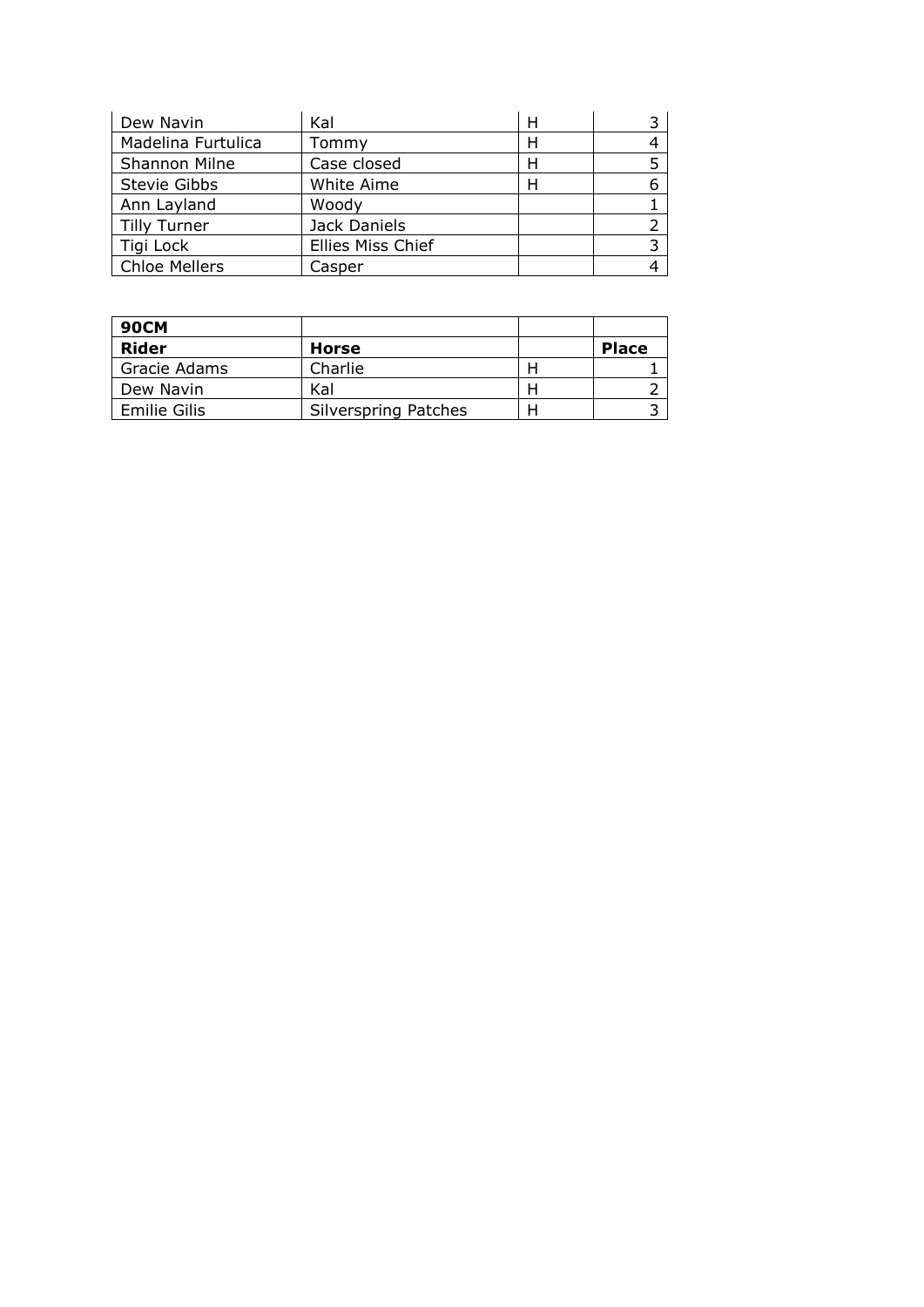| | | | |
|---|---|---|---|
| Dew Navin | Kal | H | 3 |
| Madelina Furtulica | Tommy | H | 4 |
| Shannon Milne | Case closed | H | 5 |
| Stevie Gibbs | White Aime | H | 6 |
| Ann Layland | Woody | | 1 |
| Tilly Turner | Jack Daniels | | 2 |
| Tigi Lock | Ellies Miss Chief | | 3 |
| Chloe Mellers | Casper | | 4 |

| **90CM** | | | |
|---|---|---|---|
| **Rider** | **Horse** | | **Place** |
| Gracie Adams | Charlie | H | 1 |
| Dew Navin | Kal | H | 2 |
| Emilie Gilis | Silverspring Patches | H | 3 |